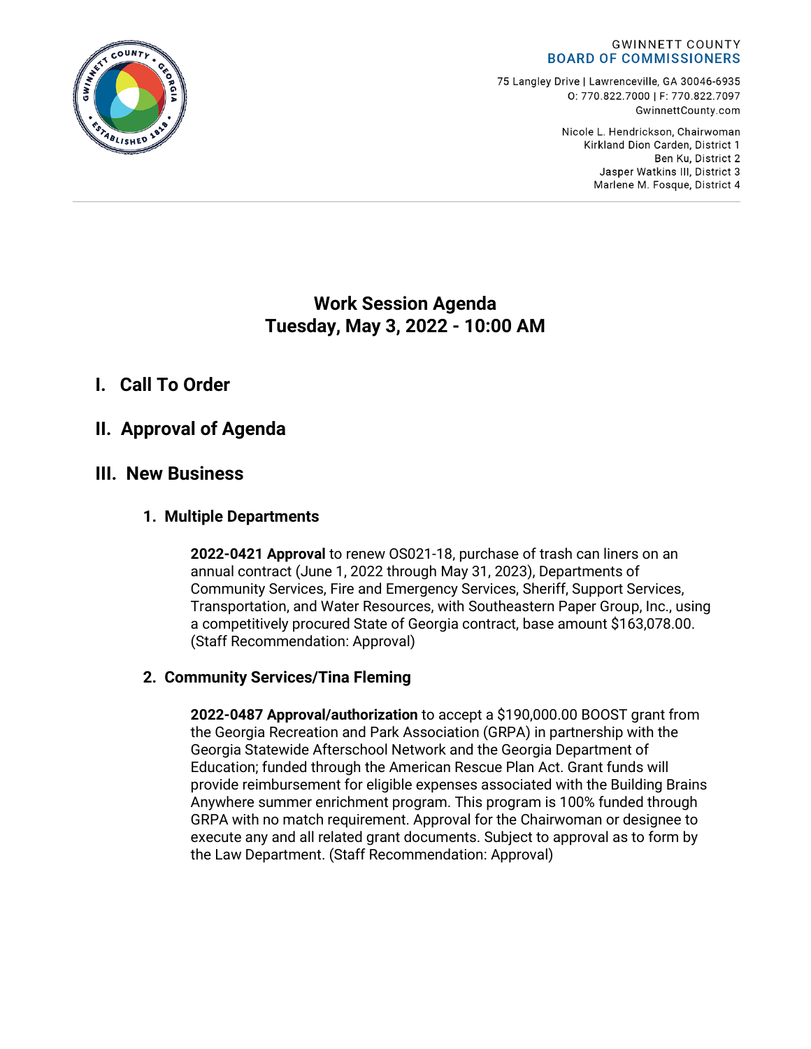GWINNETT COUNTY
**BOARD OF COMMISSIONERS**

75 Langley Drive | Lawrenceville, GA 30046-6935
O: 770.822.7000 | F: 770.822.7097
GwinnettCounty.com

Nicole L. Hendrickson, Chairwoman
Kirkland Dion Carden, District 1
Ben Ku, District 2
Jasper Watkins III, District 3
Marlene M. Fosque, District 4

# Work Session Agenda
# Tuesday, May 3, 2022 - 10:00 AM

## I. Call To Order

## II. Approval of Agenda

## III. New Business

### 1. Multiple Departments

**2022-0421 Approval** to renew OS021-18, purchase of trash can liners on an annual contract (June 1, 2022 through May 31, 2023), Departments of Community Services, Fire and Emergency Services, Sheriff, Support Services, Transportation, and Water Resources, with Southeastern Paper Group, Inc., using a competitively procured State of Georgia contract, base amount $163,078.00. (Staff Recommendation: Approval)

### 2. Community Services/Tina Fleming

**2022-0487 Approval/authorization** to accept a $190,000.00 BOOST grant from the Georgia Recreation and Park Association (GRPA) in partnership with the Georgia Statewide Afterschool Network and the Georgia Department of Education; funded through the American Rescue Plan Act. Grant funds will provide reimbursement for eligible expenses associated with the Building Brains Anywhere summer enrichment program. This program is 100% funded through GRPA with no match requirement. Approval for the Chairwoman or designee to execute any and all related grant documents. Subject to approval as to form by the Law Department. (Staff Recommendation: Approval)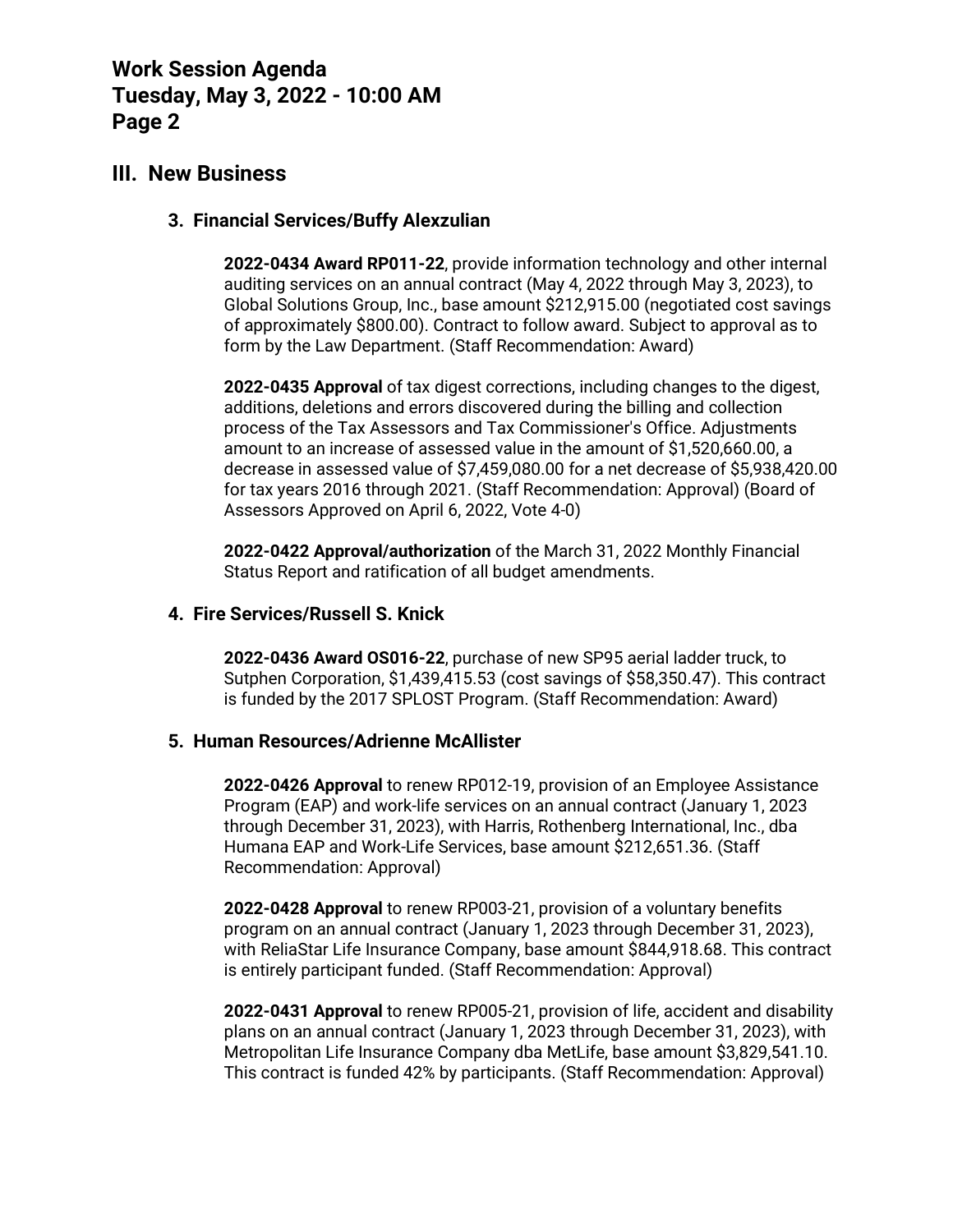## III. New Business

### 3. Financial Services/Buffy Alexzulian

**2022-0434 Award RP011-22**, provide information technology and other internal auditing services on an annual contract (May 4, 2022 through May 3, 2023), to Global Solutions Group, Inc., base amount $212,915.00 (negotiated cost savings of approximately $800.00). Contract to follow award. Subject to approval as to form by the Law Department. (Staff Recommendation: Award)

**2022-0435 Approval** of tax digest corrections, including changes to the digest, additions, deletions and errors discovered during the billing and collection process of the Tax Assessors and Tax Commissioner's Office. Adjustments amount to an increase of assessed value in the amount of $1,520,660.00, a decrease in assessed value of $7,459,080.00 for a net decrease of $5,938,420.00 for tax years 2016 through 2021. (Staff Recommendation: Approval) (Board of Assessors Approved on April 6, 2022, Vote 4-0)

**2022-0422 Approval/authorization** of the March 31, 2022 Monthly Financial Status Report and ratification of all budget amendments.

### 4. Fire Services/Russell S. Knick

**2022-0436 Award OS016-22**, purchase of new SP95 aerial ladder truck, to Sutphen Corporation, $1,439,415.53 (cost savings of $58,350.47). This contract is funded by the 2017 SPLOST Program. (Staff Recommendation: Award)

### 5. Human Resources/Adrienne McAllister

**2022-0426 Approval** to renew RP012-19, provision of an Employee Assistance Program (EAP) and work-life services on an annual contract (January 1, 2023 through December 31, 2023), with Harris, Rothenberg International, Inc., dba Humana EAP and Work-Life Services, base amount $212,651.36. (Staff Recommendation: Approval)

**2022-0428 Approval** to renew RP003-21, provision of a voluntary benefits program on an annual contract (January 1, 2023 through December 31, 2023), with ReliaStar Life Insurance Company, base amount $844,918.68. This contract is entirely participant funded. (Staff Recommendation: Approval)

**2022-0431 Approval** to renew RP005-21, provision of life, accident and disability plans on an annual contract (January 1, 2023 through December 31, 2023), with Metropolitan Life Insurance Company dba MetLife, base amount $3,829,541.10. This contract is funded 42% by participants. (Staff Recommendation: Approval)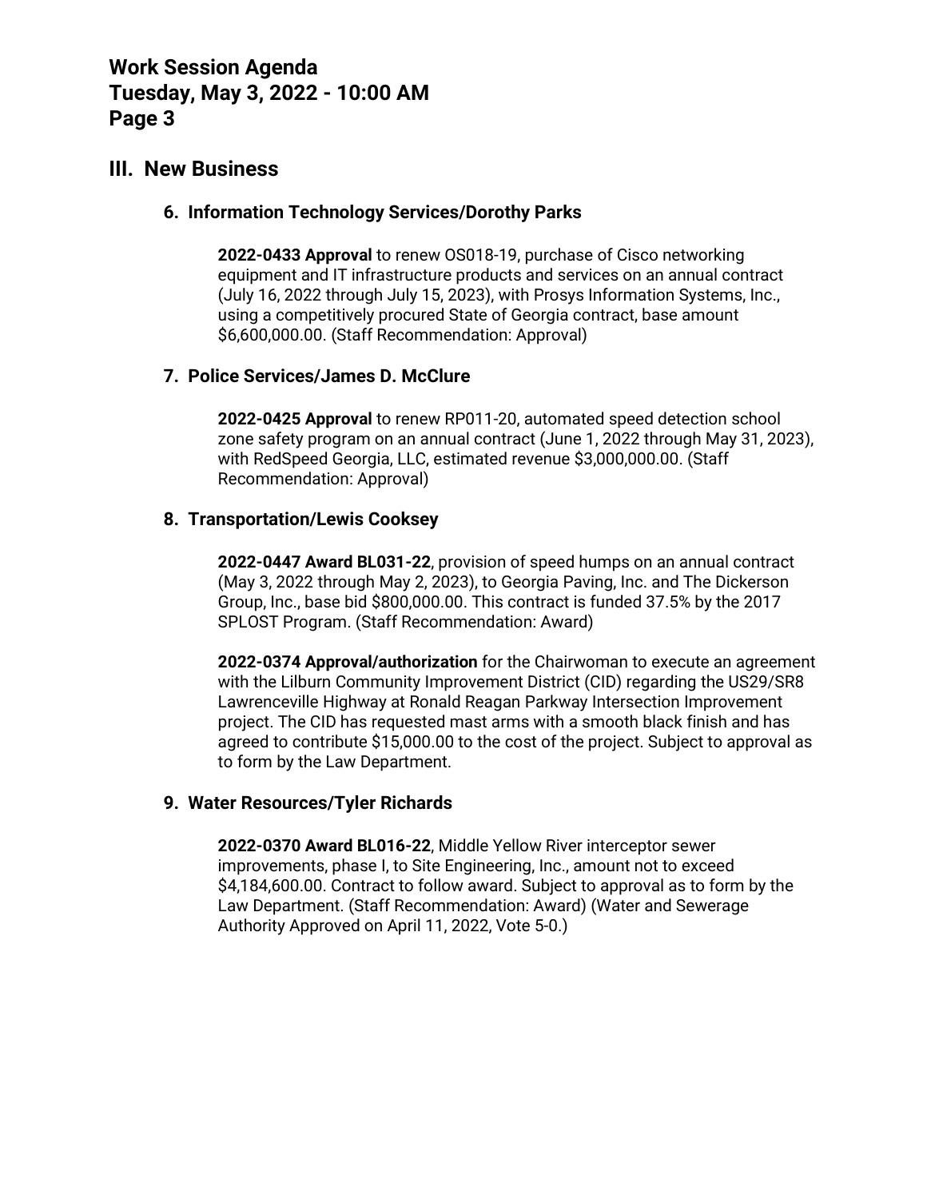## III. New Business

### 6. Information Technology Services/Dorothy Parks

**2022-0433 Approval** to renew OS018-19, purchase of Cisco networking equipment and IT infrastructure products and services on an annual contract (July 16, 2022 through July 15, 2023), with Prosys Information Systems, Inc., using a competitively procured State of Georgia contract, base amount $6,600,000.00. (Staff Recommendation: Approval)

### 7. Police Services/James D. McClure

**2022-0425 Approval** to renew RP011-20, automated speed detection school zone safety program on an annual contract (June 1, 2022 through May 31, 2023), with RedSpeed Georgia, LLC, estimated revenue $3,000,000.00. (Staff Recommendation: Approval)

### 8. Transportation/Lewis Cooksey

**2022-0447 Award BL031-22**, provision of speed humps on an annual contract (May 3, 2022 through May 2, 2023), to Georgia Paving, Inc. and The Dickerson Group, Inc., base bid $800,000.00. This contract is funded 37.5% by the 2017 SPLOST Program. (Staff Recommendation: Award)

**2022-0374 Approval/authorization** for the Chairwoman to execute an agreement with the Lilburn Community Improvement District (CID) regarding the US29/SR8 Lawrenceville Highway at Ronald Reagan Parkway Intersection Improvement project. The CID has requested mast arms with a smooth black finish and has agreed to contribute $15,000.00 to the cost of the project. Subject to approval as to form by the Law Department.

### 9. Water Resources/Tyler Richards

**2022-0370 Award BL016-22**, Middle Yellow River interceptor sewer improvements, phase I, to Site Engineering, Inc., amount not to exceed $4,184,600.00. Contract to follow award. Subject to approval as to form by the Law Department. (Staff Recommendation: Award) (Water and Sewerage Authority Approved on April 11, 2022, Vote 5-0.)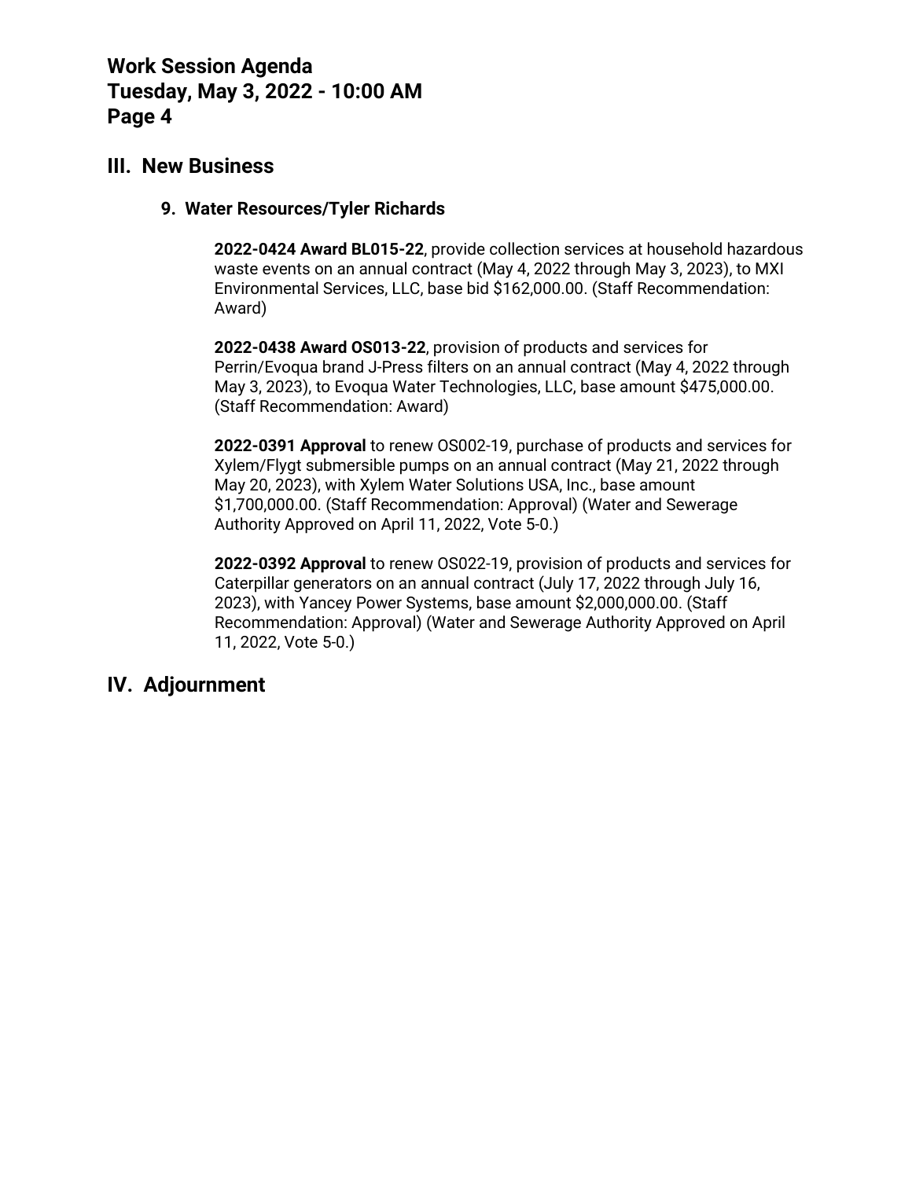## III. New Business

### 9. Water Resources/Tyler Richards

**2022-0424 Award BL015-22**, provide collection services at household hazardous waste events on an annual contract (May 4, 2022 through May 3, 2023), to MXI Environmental Services, LLC, base bid $162,000.00. (Staff Recommendation: Award)

**2022-0438 Award OS013-22**, provision of products and services for Perrin/Evoqua brand J-Press filters on an annual contract (May 4, 2022 through May 3, 2023), to Evoqua Water Technologies, LLC, base amount $475,000.00. (Staff Recommendation: Award)

**2022-0391 Approval** to renew OS002-19, purchase of products and services for Xylem/Flygt submersible pumps on an annual contract (May 21, 2022 through May 20, 2023), with Xylem Water Solutions USA, Inc., base amount $1,700,000.00. (Staff Recommendation: Approval) (Water and Sewerage Authority Approved on April 11, 2022, Vote 5-0.)

**2022-0392 Approval** to renew OS022-19, provision of products and services for Caterpillar generators on an annual contract (July 17, 2022 through July 16, 2023), with Yancey Power Systems, base amount $2,000,000.00. (Staff Recommendation: Approval) (Water and Sewerage Authority Approved on April 11, 2022, Vote 5-0.)

## IV. Adjournment